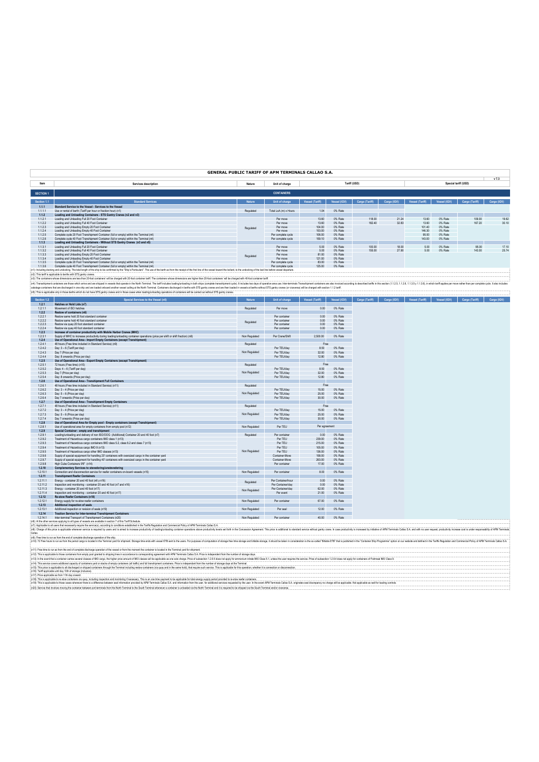# GENERAL PUBLIC TARIFF OF APM TERMINALS CALLAO S.A.

v 7.3

| Item | Services description | Nature | Unit of charge | Tariff (USD) | | | | Special tariff (USD) | | | |
|---|---|---|---|---|---|---|---|---|---|---|---|
| **SECTION 1** | **CONTAINERS** | | | | | | | | | | |
| **Section 1.1** | **Standard Services** | **Nature** | **Unit of charge** | **Vessel (Tariff)** | **Vessel (IGV)** | **Cargo (Tariff)** | **Cargo (IGV)** | **Vessel (Tariff)** | **Vessel (IGV)** | **Cargo (Tariff)** | **Cargo (IGV)** |
| **1.1.1** | **Standard Service to the Vessel - Services to the Vessel** | | | | | | | | | | |
| 1.1.1.1 | Use or rental of berth (Tariff per hour or fraction hour) (n1) | Regulated | Total LoA (m) x Hours | 1.04 | 0% Rate | | | | | | |
| **1.1.2** | **Loading and Unloading Containers - STS Gantry Cranes (n2 and n3)** | | | | | | | | | | |
| 1.1.2.1 | Loading and Unloading Full 20 Foot Container | Regulated | Per move | 13.60 | 0% Rate | 118.00 | 21.24 | 13.60 | 0% Rate | 109.00 | 19.62 |
| 1.1.2.2 | Loading and Unloading Full 40 Foot Container | | Per move | 13.60 | 0% Rate | 182.40 | 32.83 | 13.60 | 0% Rate | 167.20 | 30.10 |
| 1.1.2.3 | Loading and Unloading Empty 20 Foot Container | | Per move | 104.00 | 0% Rate | | | 101.40 | 0% Rate | | |
| 1.1.2.4 | Loading and Unloading Empty 40 Foot Container | | Per move | 153.00 | 0% Rate | | | 146.30 | 0% Rate | | |
| 1.1.2.5 | Complete cycle 20 Foot Transhipment Container (full or empty) within the Terminal (n4) | | Per complete cycle | 106.00 | 0% Rate | | | 95.00 | 0% Rate | | |
| 1.1.2.6 | Complete cycle 40 Foot Transhipment Container (full or empty) within the Terminal (n4) | | Per complete cycle | 159.10 | 0% Rate | | | 143.00 | 0% Rate | | |
| **1.1.3** | **Loading and Unloading Containers - Without STS Gantry Cranes (n3 and n5)** | | | | | | | | | | |
| 1.1.3.1 | Loading and Unloading Full 20 Foot Container | Regulated | Per move | 5.00 | 0% Rate | 100.00 | 18.00 | 5.00 | 0% Rate | 95.00 | 17.10 |
| 1.1.3.2 | Loading and Unloading Full 40 Foot Container | | Per move | 5.00 | 0% Rate | 155.00 | 27.90 | 5.00 | 0% Rate | 143.00 | 25.74 |
| 1.1.3.3 | Loading and Unloading Empty 20 Foot Container | | Per move | 81.00 | 0% Rate | | | | | | |
| 1.1.3.4 | Loading and Unloading Empty 40 Foot Container | | Per move | 121.00 | 0% Rate | | | | | | |
| 1.1.3.5 | Complete cycle 20 Foot Transhipment Container (full or empty) within the Terminal (n4) | | Per complete cycle | 83.00 | 0% Rate | | | | | | |
| 1.1.3.6 | Complete cycle 40 Foot Transhipment Container (full or empty) within the Terminal (n4) | | Per complete cycle | 125.00 | 0% Rate | | | | | | |

(n1): Including docking and undocking. The total length of the ship to be confirmed by the "Ship's Particulars". The use of the berth as from the receipt of the first line of the vessel toward the bollard, to the undocking of the last line before vessel departure.

(n2): This tariff is applicable to berths with STS gantry cranes.

(n3): The containers whose dimensions are less than 20-foot containers' will be charged with 20-foot container tariff. The containers whose dimensions are higher than 20-foot containers' will be charged with 40-foot container tariff.

(n4): Transhipment containers are those which arrive and are shipped in vessels that operate in the North Terminal. The tariff includes loading/unloading in both ships (complete transhipment cycle). It includes two days of operative area use. Inter-terminals Transhipment containers are also invoiced according to described tariffs in this section (1.1.2.5, 1.1.2.6, 1.1.3.5 y 1.1.3.6), in which tariff applies per move rather than per complete cycle. It also includes cabotage containers that are discharged in one ship and are loaded onboard another vessel calling at the North Terminal. Containers discharged in berths with STS gantry cranes (or viceversa) will be charged with section 1.1.2 tariff.

(n5): This is applicable only in those berths which do not have STS gantry cranes and in those cases when loading/unloading operations of containers will be carried out without STS gantry cranes.

| Item | Services description | Nature | Unit of charge | Vessel (Tariff) | Vessel (IGV) | Cargo (Tariff) | Cargo (IGV) | Vessel (Tariff) | Vessel (IGV) | Cargo (Tariff) | Cargo (IGV) |
|---|---|---|---|---|---|---|---|---|---|---|---|
| **Section 1.2** | **Special Services to the Vessel (n6)** | **Nature** | **Unit of charge** | **Vessel (Tariff)** | **Vessel (IGV)** | **Cargo (Tariff)** | **Cargo (IGV)** | **Vessel (Tariff)** | **Vessel (IGV)** | **Cargo (Tariff)** | **Cargo (IGV)** |
| **1.2.1** | **Hatches or Hold Lids (n7)** | | | | | | | | | | |
| 1.2.1.1 | Movement of ISO hatches | Regulated | Per move | 0.00 | 0% Rate | | | | | | |
| **1.2.2** | **Restow of containers (n8)** | | | | | | | | | | |
| 1.2.2.1 | Restow same hold 20 foot standard container | Regulated | Per container | 0.00 | 0% Rate | | | | | | |
| 1.2.2.2 | Restow same hold 40 foot standard container | | Per container | 0.00 | 0% Rate | | | | | | |
| 1.2.2.3 | Restow via quay 20 foot standard container | | Per container | 0.00 | 0% Rate | | | | | | |
| 1.2.2.4 | Restow via quay 40 foot standard container | | Per container | 0.00 | 0% Rate | | | | | | |
| **1.2.3** | **Increase of container productivity with Mobile Harbor Cranes (MHC)** | | | | | | | | | | |
| 1.2.3.1 | Supply of MHC to increase productivity during loading/unloading container operations (price per shift or shift fraction) (n8) | Non Regulated | Per Crane/Shift | 2,500.00 | 0% Rate | | | | | | |
| **1.2.4** | **Use of Operational Area - Import Empty Containers (except Transhipment)** | | | | | | | | | | |
| 1.2.4.1 | 48 hours (Free time included in Standard Service) (n9) | Regulated | | Free | | | | | | | |
| 1.2.4.2 | Day: 3 – 6 (Tariff per day) | Non Regulated | Per TEU/day | 8.50 | 0% Rate | | | | | | |
| 1.2.4.3 | Day 7 (Price per day) | | Per TEU/day | 32.00 | 0% Rate | | | | | | |
| 1.2.4.4 | Day: 8 onwards (Price per day) | | Per TEU/day | 12.80 | 0% Rate | | | | | | |
| **1.2.5** | **Use of Operational Area - Export Empty Containers (except Transhipment)** | | | | | | | | | | |
| 1.2.5.1 | 72 hours (Free time) (n10) | Regulated | | Free | | | | | | | |
| 1.2.5.2 | Days: 4 – 6 (Tariff per day) | Non Regulated | Per TEU/day | 8.50 | 0% Rate | | | | | | |
| 1.2.5.3 | Day 7 (Price per day) | | Per TEU/day | 32.00 | 0% Rate | | | | | | |
| 1.2.5.4 | Day: 8 onwards (Price per day) | | Per TEU/day | 12.80 | 0% Rate | | | | | | |
| **1.2.6** | **Use of Operational Area - Transhipment Full Containers** | | | | | | | | | | |
| 1.2.6.1 | 48 hours (Free time included in Standard Service) (n11) | Regulated | | Free | | | | | | | |
| 1.2.6.2 | Day: 3 – 4 (Price per day) | Non Regulated | Per TEU/day | 15.00 | 0% Rate | | | | | | |
| 1.2.6.3 | Day: 5 – 6 (Price per day) | | Per TEU/day | 25.00 | 0% Rate | | | | | | |
| 1.2.6.4 | Day 7 onwards (Price per day) | | Per TEU/day | 30.00 | 0% Rate | | | | | | |
| **1.2.7** | **Use of Operational Area - Transhipment Empty Containers** | | | | | | | | | | |
| 1.2.7.1 | 48 hours (Free time included in Standard Service) (n11) | Regulated | | Free | | | | | | | |
| 1.2.7.2 | Day: 3 – 4 (Price per day) | Non Regulated | Per TEU/day | 15.00 | 0% Rate | | | | | | |
| 1.2.7.3 | Day: 5 – 6 (Price per day) | | Per TEU/day | 25.00 | 0% Rate | | | | | | |
| 1.2.7.4 | Day 7 onwards (Price per day) | | Per TEU/day | 30.00 | 0% Rate | | | | | | |
| **1.2.8** | **Use of Operational Area for Empty pool - Empty containers (except Transhipment)** | | | | | | | | | | |
| 1.2.8.1 | Use of operational area for empty containers from empty pool (n12) | Non Regulated | Per TEU | Per agreement | | | | | | | |
| **1.2.9** | **Special Container - empty and transhipment** | | | | | | | | | | |
| 1.2.9.1 | Loading/unloading and delivery of non ISO/OOG (Additional) Container 20 and 40 foot (n7) | Regulated | Per container | 0.00 | 0% Rate | | | | | | |
| 1.2.9.2 | Treatment of Hazardous cargo containers IMO class 1 (n13) | Non Regulated | Per TEU | 239.00 | 0% Rate | | | | | | |
| 1.2.9.3 | Treatment of Hazardous cargo containers IMO class 5.2, class 6.2 and class 7 (n13) | | Per TEU | 215.00 | 0% Rate | | | | | | |
| 1.2.9.4 | Treatment of Hazardous cargo IMO 9 (n13) | | Per TEU | 105.00 | 0% Rate | | | | | | |
| 1.2.9.5 | Treatment of Hazardous cargo other IMO classes (n13) | | Per TEU | 136.00 | 0% Rate | | | | | | |
| 1.2.9.6 | Supply of special equipment for handling 20' containers with oversized cargo in the container yard | | Container-Move | 158.00 | 0% Rate | | | | | | |
| 1.2.9.7 | Supply of special equipment for handling 40' containers with oversized cargo in the container yard | | Container-Move | 263.00 | 0% Rate | | | | | | |
| 1.2.9.8 | High Cube Containers 9'6" (n14) | | Per container | 17.00 | 0% Rate | | | | | | |
| **1.2.10** | **Complementary Services to stevedoring/unstevedoring** | | | | | | | | | | |
| 1.2.10.1 | Connection and disconnection service for reefer containers on-board vessels (n15) | Non Regulated | Per container | 8.00 | 0% Rate | | | | | | |
| **1.2.11** | **Transhipment Reefer Containers** | | | | | | | | | | |
| 1.2.11.1 | Energy - container 20 and 40 foot (n6 y n16) | Regulated | Per Container/hour | 0.00 | 0% Rate | | | | | | |
| 1.2.11.2 | Inspection and monitoring - container 20 and 40 foot (n7 and n16) | | Per Container/day | 0.00 | 0% Rate | | | | | | |
| 1.2.11.3 | Energy - container 20 and 40 foot (n17) | Non Regulated | Per Container/day | 62.00 | 0% Rate | | | | | | |
| 1.2.11.4 | Inspection and monitoring - container 20 and 40 foot (n17) | | Per event | 21.00 | 0% Rate | | | | | | |
| **1.2.12** | **Re-stow Reefer Containers (n18)** | | | | | | | | | | |
| 1.2.12.1 | Energy supply for re-stow reefer containers | Non Regulated | Per container | 67.00 | 0% Rate | | | | | | |
| **1.2.13** | **Additional inspection of seals** | | | | | | | | | | |
| 1.2.13.1 | Additional inspection or revision of seals (n19) | Non Regulated | Per seal | 12.00 | 0% Rate | | | | | | |
| **1.2.14** | **Traction Service for Inter-terminal Transhipment Containers** | | | | | | | | | | |
| 1.2.14.1 | Inter-terminal Transport of Transhipment Containers (n20) | Non Regulated | Per container | 40.00 | 0% Rate | | | | | | |

(n6): At the other services applying to all types of vessels are available in section 7 of this Tariff Schedule.

(n7): Applicable to all users that necessarily require the service(s), according to conditions established in the Tariffs Regulation and Commercial Policy of APM Terminals Callao S.A.

(n8): Charge of this price is applicable whenever service is required by users and is aimed to increase productivity of loading/unloading container operations above productivity levels set forth in the Concession Agreement. This price is additional to standard service without gantry cranes. In case productivity is increased by initiative of APM Terminals Callao S.A. and with no user request, productivity increase cost is under responsibility of APM Terminals Callao.

(n9): Free time to run as from the end of complete discharge operation of the ship.

(n10): 72 free hours to run as from the period cargo is located in the Terminal yard for shipment. Storage time ends with vessel ETB sent to the users. For purposes of computation of storage free time storage and billable storage, it should be taken in consideration is the so-called "Billable ETB" that is published in the "Container Ship Programme" option on our website and defined in the Tariffs Regulation and Commercial Policy of APM Terminals Callao S.A.

(n11): Free time to run as from the end of complete discharge operation of the vessel or from the moment the container is located in the Terminal yard for shipment.

(n12): This is applicable to those containers from empty pool granted to shipping lines in accordance to corresponding agreement with APM Terminals Callao S.A. Price is independent from the number of storage days.

(n13): In the event that a container carries several classes of IMO cargo, the higher price amount of IMO classes will be applicable as one sole charge. Price of subsection 1.2.9.5 does not apply for ammonium nitrate IMO Class 5.1, unless the user requires the service. Price of subsection 1.2.9.4 does not apply for containers of Fishmeal IMO Class 9.

(n14): This service covers additional capacity of containers yard or stacks of empty containers (all traffic) and full transhipment containers. Price is independent from the number of storage days at the Terminal.

(n15): This price is applicable to all discharged or shipped containers through the Terminal including restow containers (via quay and in the same hold), that require such service. This is applicable for this operation, whether it is connection or disconnection.

(n16): Tariff applicable until day 10th of storage (inclusive).

(n17): Price applicable as from 11th day onward.

(n18): This is applicable to re-stow containers via quay, including inspection and monitoring if necessary. This is an one time payment to be applicable for total energy supply period provided to re-stow reefer containers.

(n19): This is applicable to those cases whenever there is a difference between seal information provided by APM Terminals Callao S.A. and information from the user, for additional services requested by the user. In the event APM Terminals Callao S.A. originates seal discrepancy no charge will be applicable. Not applicable as well for loading controls.

(n20): Service that involves moving the container between port terminals from the North Terminal to the South Terminal whenever a container is unloaded via the North Terminal and it is required to be shipped via the South Terminal and/or viceversa.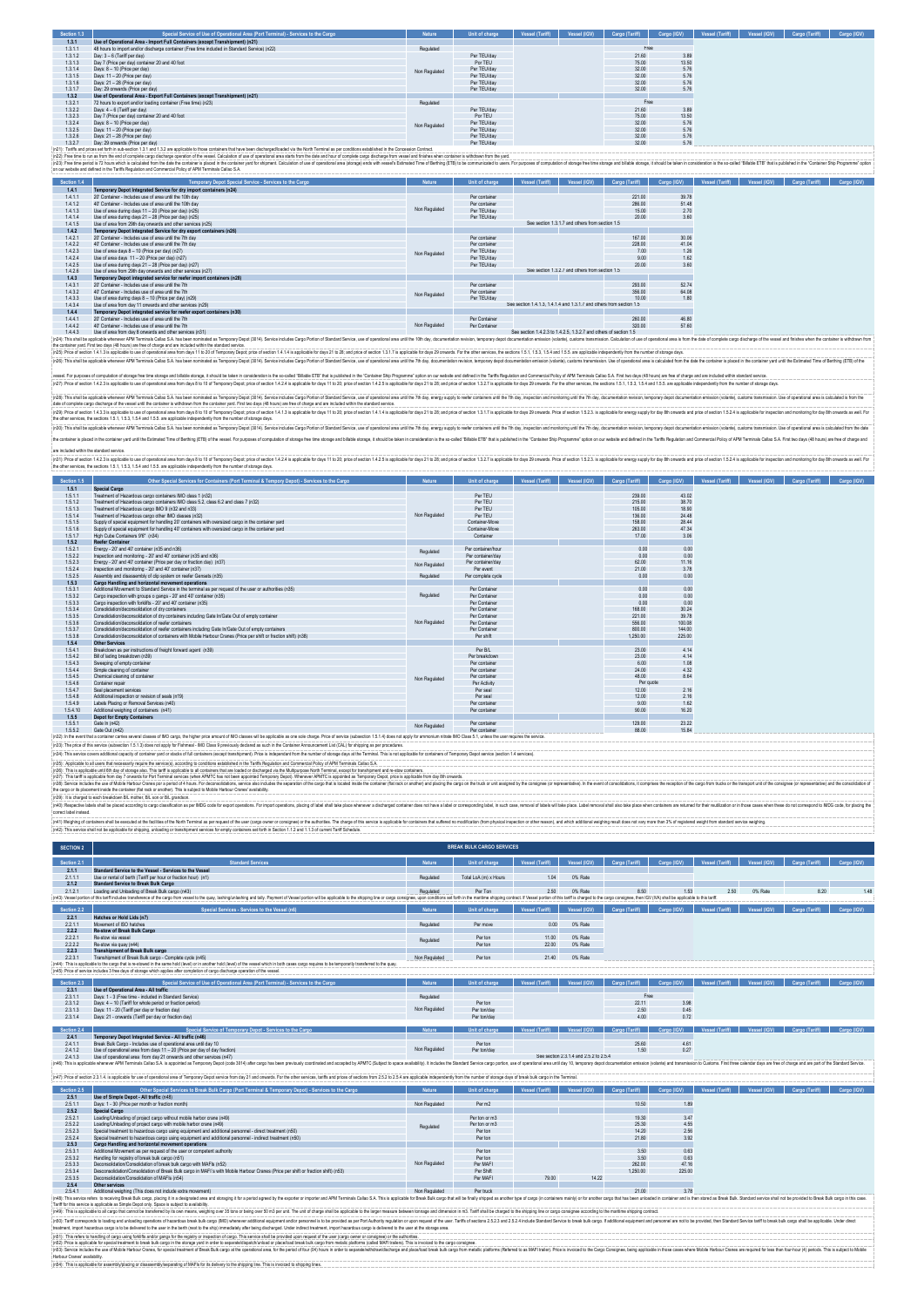| Section 1.3 | Special Service of Use of Operational Area (Port Terminal) - Services to the Cargo | Nature | Unit of charge | Vessel (Tariff) | Vessel (IGV) | Cargo (Tariff) | Cargo (IGV) | Vessel (Tariff) | Vessel (IGV) | Cargo (Tariff) | Cargo (IGV) |
|---|---|---|---|---|---|---|---|---|---|---|---|
| 1.3.1 | Use of Operational Area - Import Full Containers (except Transhipment) (n21) | | | | | | | | | | |
| 1.3.1.1 | 48 hours to import and/or discharge container (Free time included in Standard Service) (n22) | Regulated | | | | Free | | | | | |
| 1.3.1.2 | Day: 3 – 6 (Tariff per day) | Non Regulated | Per TEU/day | | | 21.60 | 3.89 | | | | |
| 1.3.1.3 | Day 7 (Price per day) container 20 and 40 foot | | Per TEU | | | 75.00 | 13.50 | | | | |
| 1.3.1.4 | Days: 8 – 10 (Price per day) | | Per TEU/day | | | 32.00 | 5.76 | | | | |
| 1.3.1.5 | Days: 11 – 20 (Price per day) | | Per TEU/day | | | 32.00 | 5.76 | | | | |
| 1.3.1.6 | Days: 21 – 28 (Price per day) | | Per TEU/day | | | 32.00 | 5.76 | | | | |
| 1.3.1.7 | Day: 29 onwards (Price per day) | | Per TEU/day | | | 32.00 | 5.76 | | | | |
| 1.3.2 | Use of Operational Area - Export Full Containers (except Transhipment) (n21) | | | | | | | | | | |
| 1.3.2.1 | 72 hours to export and/or loading container (Free time) (n23) | Regulated | | | | Free | | | | | |
| 1.3.2.2 | Days: 4 – 6 (Tariff per day) | Non Regulated | Per TEU/day | | | 21.60 | 3.89 | | | | |
| 1.3.2.3 | Day 7 (Price per day) container 20 and 40 foot | | Per TEU | | | 75.00 | 13.50 | | | | |
| 1.3.2.4 | Days: 8 – 10 (Price per day) | | Per TEU/day | | | 32.00 | 5.76 | | | | |
| 1.3.2.5 | Days: 11 – 20 (Price per day) | | Per TEU/day | | | 32.00 | 5.76 | | | | |
| 1.3.2.6 | Days: 21 – 28 (Price per day) | | Per TEU/day | | | 32.00 | 5.76 | | | | |
| 1.3.2.7 | Day: 29 onwards (Price per day) | | Per TEU/day | | | 32.00 | 5.76 | | | | |

(n21): Tariffs and prices set forth in sub-section 1.3.1 and 1.3.2 are applicable to those containers that have been discharged/loaded via the North Terminal as per conditions established in the Concession Contract.
(n22) Free time to run as from the end of complete cargo discharge operation of the vessel. Calculation of use of operational area starts from the date and hour of complete cargo discharge from vessel and finishes when container is withdrawn from the yard.
(n23): Free time period is 72 hours which is calculated from the date the container is placed in the container yard for shipment. Calculation of use of operational area (storage) ends with vessel's Estimated Time of Berthing (ETB) to be communicated to users. For purposes of computation of storage free time storage and billable storage, it should be taken in consideration is the so-called "Billable ETB" that is published in the "Container Ship Programme" option on our website and defined in the Tariffs Regulation and Commercial Policy of APM Terminals Callao S.A.

| Section 1.4 | Temporary Depot Special Service - Services to the Cargo | Nature | Unit of charge | Vessel (Tariff) | Vessel (IGV) | Cargo (Tariff) | Cargo (IGV) | Vessel (Tariff) | Vessel (IGV) | Cargo (Tariff) | Cargo (IGV) |
|---|---|---|---|---|---|---|---|---|---|---|---|
| 1.4.1 | Temporary Depot Integrated Service for dry import containers (n24) | | | | | | | | | | |
| 1.4.1.1 | 20' Container - Includes use of area until the 10th day | Non Regulated | Per container | | | 221.00 | 39.78 | | | | |
| 1.4.1.2 | 40' Container - Includes use of area until the 10th day | | Per container | | | 286.00 | 51.48 | | | | |
| 1.4.1.3 | Use of area during days 11 – 20 (Price per day) (n25) | | Per TEU/day | | | 15.00 | 2.70 | | | | |
| 1.4.1.4 | Use of area during days 21 – 28 (Price per day) (n25) | | Per TEU/day | | | 20.00 | 3.60 | | | | |
| 1.4.1.5 | Use of area from 29th day onwards and other services (n25) | | | See section 1.3.1.7 and others from section 1.5 | | | | | | | |
| 1.4.2 | Temporary Depot Integrated Service for dry export containers (n26) | | | | | | | | | | |
| 1.4.2.1 | 20' Container - Includes use of area until the 7th day | Non Regulated | Per container | | | 167.00 | 30.06 | | | | |
| 1.4.2.2 | 40' Container - Includes use of area until the 7th day | | Per container | | | 228.00 | 41.04 | | | | |
| 1.4.2.3 | Use of area days 8 – 10 (Price per day) (n27) | | Per TEU/day | | | 7.00 | 1.26 | | | | |
| 1.4.2.4 | Use of area days 11 – 20 (Price per day) (n27) | | Per TEU/day | | | 9.00 | 1.62 | | | | |
| 1.4.2.5 | Use of area during days 21 – 28 (Price per day) (n27) | | Per TEU/day | | | 20.00 | 3.60 | | | | |
| 1.4.2.6 | Use of area from 29th day onwards and other services (n27) | | | See section 1.3.2.7 and others from section 1.5 | | | | | | | |
| 1.4.3 | Temporary Depot integrated service for reefer import containers (n28) | | | | | | | | | | |
| 1.4.3.1 | 20' Container - Includes use of area until the 7th | Non Regulated | Per container | | | 293.00 | 52.74 | | | | |
| 1.4.3.2 | 40' Container - Includes use of area until the 7th | | Per container | | | 356.00 | 64.08 | | | | |
| 1.4.3.3 | Use of area during days 8 – 10 (Price per day) (n29) | | Per TEU/day | | | 10.00 | 1.80 | | | | |
| 1.4.3.4 | Use of area from day 11 onwards and other services (n29) | | | See section 1.4.1.3, 1.4.1.4 and 1.3.1.7 and others from section 1.5 | | | | | | | |
| 1.4.4 | Temporary Depot integrated service for reefer export containers (n30) | | | | | | | | | | |
| 1.4.4.1 | 20' Container - Includes use of area until the 7th | Non Regulated | Per Container | | | 260.00 | 46.80 | | | | |
| 1.4.4.2 | 40' Container - Includes use of area until the 7th | | Per Container | | | 320.00 | 57.60 | | | | |
| 1.4.4.3 | Use of area from day 8 onwards and other services (n31) | | | See section 1.4.2.3 to 1.4.2.5, 1.3.2.7 and others of section 1.5 | | | | | | | |

(n24): This shall be applicable whenever APM Terminals Callao S.A. has been nominated as Temporary Depot (3014). Service includes Cargo Portion of Standard Service, use of operational area until the 10th day, documentation revision, temporary depot documentation emission (volante), customs transmission. Calculation of use of operational area is from the date of complete cargo discharge of the vessel and finishes when the container is withdrawn from the container yard. First two days (48 hours) are free of charge and are included within the standard service.
(n25): Price of section 1.4.1.3 is applicable to use of operational area from days 11 to 20 of Temporary Depot; price of section 1.4.1.4 is applicable for days 21 to 28; and price of section 1.3.1.7 is applicable for days 29 onwards. For the other services, the sections 1.5.1, 1.5.3, 1.5.4 and 1.5.5 are applicable independently from the number of storage days.
(n26): This shall be applicable whenever APM Terminals Callao S.A. has been nominated as Temporary Depot (3014). Service includes Cargo Portion of Standard Service, use of operational area until the 7th day, documentation revision, temporary depot documentation emission (volante), customs transmission. Use of operational area is calculated from the date the container is placed in the container yard until the Estimated Time of Berthing (ETB) of the vessel. For purposes of computation of storage free time storage and billable storage, it should be taken in consideration is the so-called "Billable ETB" that is published in the "Container Ship Programme" option on our website and defined in the Tariffs Regulation and Commercial Policy of APM Terminals Callao S.A. First two days (48 hours) are free of charge and are included within standard service.
(n27): Price of section 1.4.2.3 is applicable to use of operational area from days 8 to 10 of Temporary Depot; price of section 1.4.2.4 is applicable for days 11 to 20; price of section 1.4.2.5 is applicable for days 21 to 28; and price of section 1.3.2.7 is applicable for days 29 onwards. For the other services, the sections 1.5.1, 1.5.3, 1.5.4 and 1.5.5 are applicable independently from the number of storage days.
(n28): This shall be applicable whenever APM Terminals Callao S.A. has been nominated as Temporary Depot (3014). Service includes Cargo Portion of Standard Service, use of operational area until the 7th day, energy supply to reefer containers until the 7th day, inspection and monitoring until the 7th day, documentation revision, temporary depot documentation emission (volante), customs transmission. Use of operational area is calculated from the date of complete cargo discharge of the vessel until the container is withdrawn from the container yard. First two days (48 hours) are free of charge and are included within the standard service.
(n29): Price of section 1.4.3.3 is applicable to use of operational area from days 8 to 10 of Temporary Depot; price of section 1.4.1.3 is applicable for days 11 to 20; price of section 1.4.1.4 is applicable for days 21 to 28; and price of section 1.3.1.7 is applicable for days 29 onwards. Price of section 1.5.2.3 is applicable for energy supply for day 8th onwards and price of section 1.5.2.4 is applicable for inspection and monitoring for day 8th onwards as well. For the other services, the sections 1.5.1, 1.5.3, 1.5.4 and 1.5.5 are applicable independently from the number of storage days.
(n30): This shall be applicable whenever APM Terminals Callao S.A. has been nominated as Temporary Depot (3014). Service includes Cargo Portion of Standard Service, use of operational area until the 7th day, energy supply to reefer containers until the 7th day, inspection and monitoring until the 7th day, documentation revision, temporary depot documentation emission (volante), customs transmission. Use of operational area is calculated from the date the container is placed in the container yard until the Estimated Time of Berthing (ETB) of the vessel. For purposes of computation of storage free time storage and billable storage, it should be taken in consideration is the so-called "Billable ETB" that is published in the "Container Ship Programme" option on our website and defined in the Tariffs Regulation and Commercial Policy of APM Terminals Callao S.A. First two days (48 hours) are free of charge and are included within the standard service.
(n31): Price of section 1.4.2.3 is applicable to use of operational area from days 8 to 10 of Temporary Depot; price of section 1.4.2.4 is applicable for days 11 to 20; price of section 1.4.2.5 is applicable for days 21 to 28; and price of section 1.3.2.7 is applicable for days 29 onwards. Price of section 1.5.2.3 is applicable for energy supply for day 8th onwards and price of section 1.5.2.4 is applicable for inspection and monitoring for day 8th onwards as well. For the other services, the sections 1.5.1, 1.5.3, 1.5.4 and 1.5.5 are applicable independently from the number of storage days.

| Section 1.5 | Other Special Services for Containers (Port Terminal & Temporary Depot) - Services to the Cargo | Nature | Unit of charge | Vessel (Tariff) | Vessel (IGV) | Cargo (Tariff) | Cargo (IGV) | Vessel (Tariff) | Vessel (IGV) | Cargo (Tariff) | Cargo (IGV) |
|---|---|---|---|---|---|---|---|---|---|---|---|
| 1.5.1 | Special Cargo | | | | | | | | | | |
| 1.5.1.1 | Treatment of Hazardous cargo containers IMO class 1 (n32) | Non Regulated | Per TEU | | | 239.00 | 43.02 | | | | |
| 1.5.1.2 | Treatment of Hazardous cargo containers IMO class 5.2, class 6.2 and class 7 (n32) | | Per TEU | | | 215.00 | 38.70 | | | | |
| 1.5.1.3 | Treatment of Hazardous cargo IMO 9 (n32 and n33) | | Per TEU | | | 105.00 | 18.90 | | | | |
| 1.5.1.4 | Treatment of Hazardous cargo other IMO classes (n32) | | Per TEU | | | 136.00 | 24.48 | | | | |
| 1.5.1.5 | Supply of special equipment for handling 20' containers with oversized cargo in the container yard | | Container-Move | | | 158.00 | 28.44 | | | | |
| 1.5.1.6 | Supply of special equipment for handling 40' containers with oversized cargo in the container yard | | Container-Move | | | 263.00 | 47.34 | | | | |
| 1.5.1.7 | High Cube Containers 9'6" (n34) | | Container | | | 17.00 | 3.06 | | | | |
| 1.5.2 | Reefer Container | | | | | | | | | | |
| 1.5.2.1 | Energy - 20' and 40' container (n35 and n36) | Regulated | Per container/hour | | | 0.00 | 0.00 | | | | |
| 1.5.2.2 | Inspection and monitoring - 20' and 40' container (n35 and n36) | | Per container/day | | | 0.00 | 0.00 | | | | |
| 1.5.2.3 | Energy - 20' and 40' container (Price per day or fraction day) (n37) | Non Regulated | Per container/day | | | 62.00 | 11.16 | | | | |
| 1.5.2.4 | Inspection and monitoring - 20' and 40' container (n37) | | Per event | | | 21.00 | 3.78 | | | | |
| 1.5.2.5 | Assembly and disassembly of clip system on reefer Gensets (n35) | Regulated | Per complete cycle | | | 0.00 | 0.00 | | | | |
| 1.5.3 | Cargo Handling and horizontal movement operations | | | | | | | | | | |
| 1.5.3.1 | Additional Movement to Standard Service in the terminal as per request of the user or authorities (n35) | Regulated | Per Container | | | 0.00 | 0.00 | | | | |
| 1.5.3.2 | Cargo inspection with groups o gangs - 20' and 40' container (n35) | | Per Container | | | 0.00 | 0.00 | | | | |
| 1.5.3.3 | Cargo inspection with forklifts - 20' and 40' container (n35) | | Per Container | | | 0.00 | 0.00 | | | | |
| 1.5.3.4 | Consolidation/deconsolidation of dry containers | Non Regulated | Per Container | | | 168.00 | 30.24 | | | | |
| 1.5.3.5 | Consolidation/deconsolidation of dry containers including Gate In/Gate Out of empty container | | Per Container | | | 221.00 | 39.78 | | | | |
| 1.5.3.6 | Consolidation/deconsolidation of reefer containers | | Per Container | | | 556.00 | 100.08 | | | | |
| 1.5.3.7 | Consolidation/deconsolidation of reefer containers including Gate In/Gate Out of empty containers | | Per Container | | | 800.00 | 144.00 | | | | |
| 1.5.3.8 | Consolidation/deconsolidation of containers with Mobile Harbour Cranes (Price per shift or fraction shift) (n38) | | Per shift | | | 1,250.00 | 225.00 | | | | |
| 1.5.4 | Other Services | | | | | | | | | | |
| 1.5.4.1 | Breakdown as per instructions of freight forward agent (n39) | Non Regulated | Per B/L | | | 23.00 | 4.14 | | | | |
| 1.5.4.2 | Bill of lading breakdown (n39) | | Per breakdown | | | 23.00 | 4.14 | | | | |
| 1.5.4.3 | Sweeping of empty container | | Per container | | | 6.00 | 1.08 | | | | |
| 1.5.4.4 | Simple cleaning of container | | Per container | | | 24.00 | 4.32 | | | | |
| 1.5.4.5 | Chemical cleaning of container | | Per container | | | 48.00 | 8.64 | | | | |
| 1.5.4.6 | Container repair | | Per Activity | | | Per quote | | | | | |
| 1.5.4.7 | Seal placement services | | Per seal | | | 12.00 | 2.16 | | | | |
| 1.5.4.8 | Additional inspection or revision of seals (n19) | | Per seal | | | 12.00 | 2.16 | | | | |
| 1.5.4.9 | Labels Placing or Removal Services (n40) | | Per container | | | 9.00 | 1.62 | | | | |
| 1.5.4.10 | Additional weighing of containers (n41) | | Per container | | | 90.00 | 16.20 | | | | |
| 1.5.5 | Depot for Empty Containers | | | | | | | | | | |
| 1.5.5.1 | Gate In (n42) | Non Regulated | Per container | | | 129.00 | 23.22 | | | | |
| 1.5.5.2 | Gate Out (n42) | | Per container | | | 88.00 | 15.84 | | | | |

(n32): In the event that a container carries several classes of IMO cargo, the higher price amount of IMO classes will be applicable as one sole charge. Price of service (subsection 1.5.1.4) does not apply for ammonium nitrate IMO Class 5.1, unless the user requires the service.
(n33): The price of this service (subsection 1.5.1.3) does not apply for Fishmeal - IMO Class 9 previously declared as such in the Container Announcement List (CAL) for shipping as per procedures.
(n34): This service covers additional capacity of container yard or stacks of full containers (except transhipment). Price is independent from the number of storage days at the Terminal. This is not applicable for containers of Temporary Depot service (section 1.4 services).
(n35): Applicable to all users that necessarily require the service(s), according to conditions established in the Tariffs Regulation and Commercial Policy of APM Terminals Callao S.A.
(n36): This is applicable until 8th day of storage also. This tariff is applicable to all containers that are loaded or discharged via the Multipurpose North Terminal, except for transhipment and re-stow containers.
(n37): This tariff is applicable from day 7 onwards for Port Terminal services (when APMTC has not been appointed Temporary Depot). Whenever APMTC is appointed as Temporary Depot, price is applicable from day 8th onwards.
(n38): Service includes the use of Mobile Harbour Cranes per a period of 4 hours. For deconsolidations, service also includes the separation of the cargo that is located inside the container (flat rack or another) and placing the cargo on the truck or unit assigned by the consignee (or representative). In the event of consolidations, it comprises the reception of the cargo from trucks or the transport unit of the consignee (or representative) and the consolidation of the cargo or its placement inside the container (flat rack or another). This is subject to Mobile Harbour Cranes' availability.
(n39): It is charged to each breakdown B/L matter, B/L son or B/L grandson.
(n40): Respective labels shall be placed according to cargo classification as per IMDG code for export operations. For import operations, placing of label shall take place whenever a discharged container does not have a label or corresponding label. In such case, removal of labels will take place. Label removal shall also take place when containers are returned for their reutilization or in those cases when these do not correspond to IMDG code, for placing the correct label instead.
(n41): Weighing of containers shall be executed at the facilities of the North Terminal as per request of the user (cargo owner or consignee) or the authorities. The charge of this service is applicable for containers that suffered no modification (from physical inspection or other reason), and which additional weighing result does not vary more than 3% of registered weight from standard service weighing.
(n42): This service shall not be applicable for shipping, unloading or transhipment services for empty containers set forth in Section 1.1.2 and 1.1.3 of current Tariff Schedule.

## SECTION 2 — BREAK BULK CARGO SERVICES

| Section 2.1 | Standard Services | Nature | Unit of charge | Vessel (Tariff) | Vessel (IGV) | Cargo (Tariff) | Cargo (IGV) | Vessel (Tariff) | Vessel (IGV) | Cargo (Tariff) | Cargo (IGV) |
|---|---|---|---|---|---|---|---|---|---|---|---|
| 2.1.1 | Standard Service to the Vessel - Services to the Vessel | | | | | | | | | | |
| 2.1.1.1 | Use or rental of berth (Tariff per hour or fraction hour) (n1) | Regulated | Total LoA (m) x Hours | 1.04 | 0% Rate | | | | | | |
| 2.1.2 | Standard Service to Break Bulk Cargo | | | | | | | | | | |
| 2.1.2.1 | Loading and Unloading of Break Bulk cargo (n43) | Regulated | Per Ton | 2.50 | 0% Rate | 8.50 | 1.53 | 2.50 | 0% Rate | 8.20 | 1.48 |

(n43): Vessel portion of this tariff includes transference of the cargo from vessel to the quay, lashing/unlashing and tally. Payment of Vessel portion will be applicable to the shipping line or cargo consignee, upon conditions set forth in the maritime shipping contract. If Vessel portion of this tariff is charged to the cargo consignee, then IGV (VAT) shall be applicable to this tariff.

| Section 2.2 | Special Services - Services to the Vessel (n6) | Nature | Unit of charge | Vessel (Tariff) | Vessel (IGV) | Cargo (Tariff) | Cargo (IGV) | Vessel (Tariff) | Vessel (IGV) | Cargo (Tariff) | Cargo (IGV) |
|---|---|---|---|---|---|---|---|---|---|---|---|
| 2.2.1 | Hatches or Hold Lids (n7) | | | | | | | | | | |
| 2.2.1.1 | Movement of ISO hatches | Regulated | Per move | 0.00 | 0% Rate | | | | | | |
| 2.2.2 | Re-stow of Break Bulk Cargo | | | | | | | | | | |
| 2.2.2.1 | Re-stow via vessel | Regulated | Per ton | 11.00 | 0% Rate | | | | | | |
| 2.2.2.2 | Re-stow via quay (n44) | | Per ton | 22.00 | 0% Rate | | | | | | |
| 2.2.3 | Transhipment of Break Bulk cargo | | | | | | | | | | |
| 2.2.3.1 | Transhipment of Break Bulk cargo - Complete cycle (n45) | Non Regulated | Per ton | 21.40 | 0% Rate | | | | | | |

(n44): This is applicable to the cargo that is re-stowed in the same hold (level) or in another hold (level) of the vessel which in both cases cargo requires to be temporarily transferred to the quay.
(n45): Price of service includes 3 free days of storage which applies after completion of cargo discharge operation of the vessel.

| Section 2.3 | Special Service of Use of Operational Area (Port Terminal) - Services to the Cargo | Nature | Unit of charge | Vessel (Tariff) | Vessel (IGV) | Cargo (Tariff) | Cargo (IGV) | Vessel (Tariff) | Vessel (IGV) | Cargo (Tariff) | Cargo (IGV) |
|---|---|---|---|---|---|---|---|---|---|---|---|
| 2.3.1 | Use of Operational Area - All traffic | | | | | | | | | | |
| 2.3.1.1 | Days: 1 - 3 (Free time - included in Standard Service) | Regulated | | | | Free | | | | | |
| 2.3.1.2 | Days: 4 – 10 (Tariff for whole period or fraction period) | Non Regulated | Per ton | | | 22.11 | 3.98 | | | | |
| 2.3.1.3 | Days: 11 - 20 (Tariff per day or fraction day) | | Per ton/day | | | 2.50 | 0.45 | | | | |
| 2.3.1.4 | Days: 21 - onwards (Tariff per day or fraction day) | | Per ton/day | | | 4.00 | 0.72 | | | | |

| Section 2.4 | Special Service of Temporary Depot - Services to the Cargo | Nature | Unit of charge | Vessel (Tariff) | Vessel (IGV) | Cargo (Tariff) | Cargo (IGV) | Vessel (Tariff) | Vessel (IGV) | Cargo (Tariff) | Cargo (IGV) |
|---|---|---|---|---|---|---|---|---|---|---|---|
| 2.4.1 | Temporary Depot Integrated Service - All traffic (n46) | | | | | | | | | | |
| 2.4.1.1 | Break Bulk Cargo - Includes use of operational area until day 10 | Non Regulated | Per ton | | | 25.60 | 4.61 | | | | |
| 2.4.1.2 | Use of operational area from days 11 – 20 (Price per day of day fraction) | | Per ton/day | | | 1.50 | 0.27 | | | | |
| 2.4.1.3 | Use of operational area from day 21 onwards and other services (n47) | | | See section 2.3.1.4 and 2.5.2 to 2.5.4 | | | | | | | |

(n46): This is applicable whenever APM Terminals Callao S.A. is appointed as Temporary Depot (code 3014) after cargo has been previously coordinated and accepted by APMTC (Subject to space availability). It includes the Standard Service cargo portion, use of operational area until day 10, temporary depot documentation emission (volante) and transmission to Customs. First three calendar days are free of charge and are part of the Standard Service.
(n47): Price of section 2.3.1.4 is applicable for use of operational area of Temporary Depot service from day 21 onwards. For the other services, tariffs and prices of sections from 2.5.2 to 2.5.4 are applicable independently from the number of storage days of break bulk cargo in the Terminal.

| Section 2.5 | Other Special Services for Break Bulk Cargo (Port Terminal & Temporary Depot) - Services to the Cargo | Nature | Unit of charge | Vessel (Tariff) | Vessel (IGV) | Cargo (Tariff) | Cargo (IGV) | Vessel (Tariff) | Vessel (IGV) | Cargo (Tariff) | Cargo (IGV) |
|---|---|---|---|---|---|---|---|---|---|---|---|
| 2.5.1 | Use of Simple Depot - All traffic (n48) | | | | | | | | | | |
| 2.5.1.1 | Days: 1 - 30 (Price per month or fraction month) | Non Regulated | Per m2 | | | 10.50 | 1.89 | | | | |
| 2.5.2 | Special Cargo | | | | | | | | | | |
| 2.5.2.1 | Loading/Unloading of project cargo without mobile harbor crane (n49) | Regulated | Per ton or m3 | | | 19.30 | 3.47 | | | | |
| 2.5.2.2 | Loading/Unloading of project cargo with mobile harbor crane (n49) | | Per ton or m3 | | | 25.30 | 4.55 | | | | |
| 2.5.2.3 | Special treatment to hazardous cargo using equipment and additional personnel - direct treatment (n50) | Non Regulated | Per ton | | | 14.20 | 2.56 | | | | |
| 2.5.2.4 | Special treatment to hazardous cargo using equipment and additional personnel - indirect treatment (n50) | | Per ton | | | 21.80 | 3.92 | | | | |
| 2.5.3 | Cargo Handling and horizontal movement operations | | | | | | | | | | |
| 2.5.3.1 | Additional Movement as per request of the user or competent authority | Non Regulated | Per ton | | | 3.50 | 0.63 | | | | |
| 2.5.3.2 | Handling for registry of break bulk cargo (n51) | | Per ton | | | 3.50 | 0.63 | | | | |
| 2.5.3.3 | Deconsolidation/Consolidation of break bulk cargo with MAFIs (n52) | | Per MAFI | | | 262.00 | 47.16 | | | | |
| 2.5.3.4 | Deconsolidation/Consolidation of Break Bulk cargo in MAFI's with Mobile Harbour Cranes (Price per shift or fraction shift) (n53) | | Per Shift | | | 1,250.00 | 225.00 | | | | |
| 2.5.3.5 | Deconsolidation/Consolidation of MAFIs (n54) | | Per MAFI | 79.00 | 14.22 | | | | | | |
| 2.5.4 | Other services | | | | | | | | | | |
| 2.5.4.1 | Additional weighing (This does not include extra movement) | Non Regulated | Per truck | | | 21.00 | 3.78 | | | | |

(n48): This service refers to receiving Break Bulk cargo, placing it in a designated area and storaging it for a period agreed by the exporter or importer and APM Terminals Callao S.A. This is applicable for Break Bulk cargo that will be finally shipped as another type of cargo (in containers mainly) or for another cargo that has been unloaded in container and is then stored as Break Bulk. Standard service shall not be provided to Break Bulk cargo in this case. Tariff for this service is applicable as Simple Depot only. Space is subject to availability.
(n49): This is applicable to all cargo that cannot be transferred by its own means, weighing over 35 tons or being over 50 m3 per unit. The unit of charge shall be applicable to the larger measure between tonnage and dimension in m3. Tariff shall be charged to the shipping line or cargo consignee according to the maritime shipping contract.
(n50): Tariff corresponds to loading and unloading operations of hazardous break bulk cargo (IMO) whenever additional equipment and/or personnel is to be provided as per Port Authority regulation or upon request of the user. Tariffs of sections 2.5.2.3 and 2.5.2.4 include Standard Service to break bulk cargo. If additional equipment and personnel are not to be provided, then Standard Service tariff to break bulk cargo shall be applicable. Under direct treatment, import hazardous cargo is to be delivered to the user in the berth (next to the ship) immediately after being discharged. Under indirect treatment, import hazardous cargo is delivered to the user at the storage area.
(n51): This refers to handling of cargo using forklifts and/or gangs for the registry or inspection of cargo. This service shall be provided upon request of the user (cargo owner or consignee) or the authorities.
(n52): Price is applicable for special treatment to break bulk cargo in the storage yard in order to separate/dispatch/unload or place/load break bulk cargo from metallic platforms (called MAFI trailers). This is invoiced to the cargo consignee.
(n53): Service includes the use of Mobile Harbour Cranes, for special treatment of Break Bulk cargo at the operational area, for the period of four (04) hours in order to separate/withdraw/discharge and place/load break bulk cargo from metallic platforms (Referred to as MAFI trailer). Price is invoiced to the Cargo Consignee, being applicable in those cases where Mobile Harbour Cranes are required for less than four hour (4) periods. This is subject to Mobile Harbour Cranes' availability.
(n54): This is applicable for assembly/placing or disassembly/separating of MAFIs for its delivery to the shipping lines. This is invoiced to shipping lines.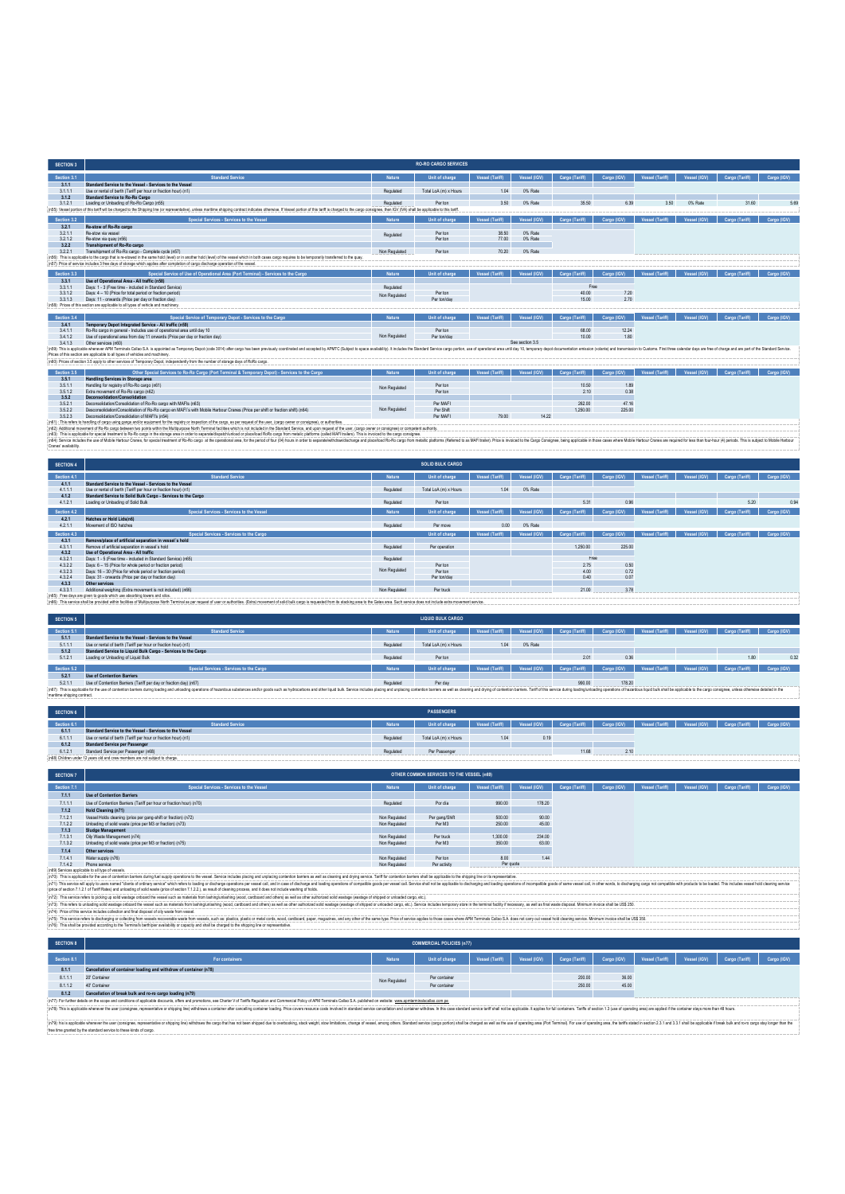## SECTION 3 — RO-RO CARGO SERVICES

| Section 3.1 | Standard Service | Nature | Unit of charge | Vessel (Tariff) | Vessel (IGV) | Cargo (Tariff) | Cargo (IGV) | Vessel (Tariff) | Vessel (IGV) | Cargo (Tariff) | Cargo (IGV) |
|---|---|---|---|---|---|---|---|---|---|---|---|
| 3.1.1 | Standard Service to the Vessel - Services to the Vessel | | | | | | | | | | |
| 3.1.1.1 | Use or rental of berth (Tariff per hour or fraction hour) (n1) | Regulated | Total LoA (m) x Hours | 1.04 | 0% Rate | | | | | | |
| 3.1.2 | Standard Service to Ro-Ro Cargo | | | | | | | | | | |
| 3.1.2.1 | Loading or Unloading of Ro-Ro Cargo (n55) | Regulated | Per ton | 3.50 | 0% Rate | 35.50 | 6.39 | 3.50 | 0% Rate | 31.60 | 5.69 |

(n55): Vessel portion of this tariff will be charged to the Shipping line (or representative), unless maritime shipping contract indicates otherwise. If Vessel portion of this tariff is charged to the cargo consignee, then IGV (VA) shall be applicable to this tariff.

| Section 3.2 | Special Services - Services to the Vessel | Nature | Unit of charge | Vessel (Tariff) | Vessel (IGV) | Cargo (Tariff) | Cargo (IGV) | Vessel (Tariff) | Vessel (IGV) | Cargo (Tariff) | Cargo (IGV) |
|---|---|---|---|---|---|---|---|---|---|---|---|
| 3.2.1 | Re-stow of Ro-Ro cargo | | | | | | | | | | |
| 3.2.1.1 | Re-stow via vessel | Regulated | Per ton | 38.50 | 0% Rate | | | | | | |
| 3.2.1.2 | Re-stow via quay (n56) | | Per ton | 77.00 | 0% Rate | | | | | | |
| 3.2.2 | Transhipment of Ro-Ro cargo | | | | | | | | | | |
| 3.2.2.1 | Transhipment of Ro-Ro cargo - Complete cycle (n57) | Non Regulated | Per ton | 70.20 | 0% Rate | | | | | | |

(n56): This is applicable to the cargo that is re-stowed in the same hold (level) or in another hold (level) of the vessel which in both cases cargo requires to be temporarily transferred to the quay.
(n57): Price of service includes 3 free days of storage which applies after completion of cargo discharge operation of the vessel.

| Section 3.3 | Special Service of Use of Operational Area (Port Terminal) - Services to the Cargo | Nature | Unit of charge | Vessel (Tariff) | Vessel (IGV) | Cargo (Tariff) | Cargo (IGV) | Vessel (Tariff) | Vessel (IGV) | Cargo (Tariff) | Cargo (IGV) |
|---|---|---|---|---|---|---|---|---|---|---|---|
| 3.3.1 | Use of Operational Area - All traffic (n58) | | | | | | | | | | |
| 3.3.1.1 | Days: 1 - 3 (Free time - included in Standard Service) | Regulated | | | | Free | | | | | |
| 3.3.1.2 | Days: 4 – 10 (Price for total period or fraction period) | Non Regulated | Per ton | | | 40.00 | 7.20 | | | | |
| 3.3.1.3 | Days: 11 - onwards (Price per day or fraction day) | | Per ton/day | | | 15.00 | 2.70 | | | | |

(n58): Prices of this section are applicable to all types of vehicle and machinery.

| Section 3.4 | Special Service of Temporary Depot - Services to the Cargo | Nature | Unit of charge | Vessel (Tariff) | Vessel (IGV) | Cargo (Tariff) | Cargo (IGV) | Vessel (Tariff) | Vessel (IGV) | Cargo (Tariff) | Cargo (IGV) |
|---|---|---|---|---|---|---|---|---|---|---|---|
| 3.4.1 | Temporary Depot Integrated Service - All traffic (n59) | | | | | | | | | | |
| 3.4.1.1 | Ro-Ro cargo in general - Includes use of operational area until day 10 | Non Regulated | Per ton | | | 68.00 | 12.24 | | | | |
| 3.4.1.2 | Use of operational area from day 11 onwards (Price per day or fraction day) | | Per ton/day | | | 10.00 | 1.80 | | | | |
| 3.4.1.3 | Other services (n60) | | | See section 3.5 | | | | | | | |

(n59): This is applicable whenever APM Terminals Callao S.A. is appointed as Temporary Depot (code 3014) after cargo has been previously coordinated and accepted by APMTC (Subject to space availability). It includes the Standard Service cargo portion, use of operational area until day 10, temporary depot documentation emission (volante) and and transmission to Customs. First three calendar days are free of charge and are part of the Standard Service. Prices of this section are applicable to all types of vehicles and machinery.
(n60): Prices of section 3.5 apply to other services of Temporary Depot, independently from the number of storage days of RoRo cargo.

| Section 3.5 | Other Special Services to Ro-Ro Cargo (Port Terminal & Temporary Depot) - Services to the Cargo | Nature | Unit of charge | Vessel (Tariff) | Vessel (IGV) | Cargo (Tariff) | Cargo (IGV) | Vessel (Tariff) | Vessel (IGV) | Cargo (Tariff) | Cargo (IGV) |
|---|---|---|---|---|---|---|---|---|---|---|---|
| 3.5.1 | Handling Services in Storage area | | | | | | | | | | |
| 3.5.1.1 | Handling for registry of Ro-Ro cargo (n61) | Non Regulated | Per ton | | | 10.50 | 1.89 | | | | |
| 3.5.1.2 | Extra movement of Ro-Ro cargo (n62) | | Per ton | | | 2.10 | 0.38 | | | | |
| 3.5.2 | Deconsolidation/Consolidation | | | | | | | | | | |
| 3.5.2.1 | Deconsolidation/Consolidation of Ro-Ro cargo with MAFIs (n63) | Non Regulated | Per MAFI | | | 262.00 | 47.16 | | | | |
| 3.5.2.2 | Deconsolidation/Consolidation of Ro-Ro cargo on MAFI's with Mobile Harbour Cranes (Price per shift or fraction shift) (n64) | | Per Shift | | | 1,250.00 | 225.00 | | | | |
| 3.5.2.3 | Deconsolidation/Consolidation of MAFI's (n54) | | Per MAFI | 79.00 | 14.22 | | | | | | |

(n61): This refers to handling of cargo using gangs and/or equipment for the registry or inspection of the cargo, as per request of the user, (cargo owner or consignee), or authorities.
(n62): Additional movement of Ro-Ro cargo between two points within the Multipurpose North Terminal facilities which is not included in the Standard Service, and upon request of the user, (cargo owner or consignee) or competent authority.
(n63): This is applicable for special treatment to Ro-Ro cargo in the storage area in order to separate/dispatch/unload or place/load Ro-Ro cargo from metallic platforms (called MAFI trailers). This is invoiced to the cargo consignee.
(n64): Service includes the use of Mobile Harbour Cranes, for special treatment of Ro-Ro cargo at the operational area, for the period of four (04) hours in order to separate/withdraw/discharge and place/load Ro-Ro cargo from metallic platforms (Referred to as MAFI trailer). Price is invoiced to the Cargo Consignee, being applicable in those cases where Mobile Harbour Cranes are required for less than four-hour (4) periods. This is subject to Mobile Harbour Cranes' availability.

## SECTION 4 — SOLID BULK CARGO

| Section 4.1 | Standard Service | Nature | Unit of charge | Vessel (Tariff) | Vessel (IGV) | Cargo (Tariff) | Cargo (IGV) | Vessel (Tariff) | Vessel (IGV) | Cargo (Tariff) | Cargo (IGV) |
|---|---|---|---|---|---|---|---|---|---|---|---|
| 4.1.1 | Standard Service to the Vessel - Services to the Vessel | | | | | | | | | | |
| 4.1.1.1 | Use or rental of berth (Tariff per hour or fraction hour) (n1) | Regulated | Total LoA (m) x Hours | 1.04 | 0% Rate | | | | | | |
| 4.1.2 | Standard Service to Solid Bulk Cargo - Services to the Cargo | | | | | | | | | | |
| 4.1.2.1 | Loading or Unloading of Solid Bulk | Regulated | Per ton | | | 5.31 | 0.96 | | | 5.20 | 0.94 |

| Section 4.2 | Special Services - Services to the Vessel | Nature | Unit of charge | Vessel (Tariff) | Vessel (IGV) | Cargo (Tariff) | Cargo (IGV) | Vessel (Tariff) | Vessel (IGV) | Cargo (Tariff) | Cargo (IGV) |
|---|---|---|---|---|---|---|---|---|---|---|---|
| 4.2.1 | Hatches or Hold Lids(n6) | | | | | | | | | | |
| 4.2.1.1 | Movement of ISO hatches | Regulated | Per move | 0.00 | 0% Rate | | | | | | |

| Section 4.3 | Special Services - Services to the Cargo | Nature | Unit of charge | Vessel (Tariff) | Vessel (IGV) | Cargo (Tariff) | Cargo (IGV) | Vessel (Tariff) | Vessel (IGV) | Cargo (Tariff) | Cargo (IGV) |
|---|---|---|---|---|---|---|---|---|---|---|---|
| 4.3.1 | Remove/place of artificial separation in vessel's hold | | | | | | | | | | |
| 4.3.1.1 | Remove of artificial separation in vessel's hold | Regulated | Per operation | | | 1,250.00 | 225.00 | | | | |
| 4.3.2 | Use of Operational Area - All traffic | | | | | | | | | | |
| 4.3.2.1 | Days: 1 - 5 (Free time - included in Standard Service) (n65) | Regulated | | | | Free | | | | | |
| 4.3.2.2 | Days: 6 – 15 (Price for whole period or fraction period) | Non Regulated | Per ton | | | 2.75 | 0.50 | | | | |
| 4.3.2.3 | Days: 16 – 30 (Price for whole period or fraction period) | | Per ton | | | 4.00 | 0.72 | | | | |
| 4.3.2.4 | Days: 31 - onwards (Price per day or fraction day) | | Per ton/day | | | 0.40 | 0.07 | | | | |
| 4.3.3 | Other services | | | | | | | | | | |
| 4.3.3.1 | Additional weighing (Extra movement is not included) (n66) | Non Regulated | Per truck | | | 21.00 | 3.78 | | | | |

(n65): Free days are given to goods which use absorbing towers and silos.
(n66): This service shall be provided within facilities of Multipurpose North Terminal as per request of user or authorities. (Extra) movement of solid bulk cargo is requested from its stacking area to the Gates area. Such service does not include extra movement service.

## SECTION 5 — LIQUID BULK CARGO

| Section 5.1 | Standard Service | Nature | Unit of charge | Vessel (Tariff) | Vessel (IGV) | Cargo (Tariff) | Cargo (IGV) | Vessel (Tariff) | Vessel (IGV) | Cargo (Tariff) | Cargo (IGV) |
|---|---|---|---|---|---|---|---|---|---|---|---|
| 5.1.1 | Standard Service to the Vessel - Services to the Vessel | | | | | | | | | | |
| 5.1.1.1 | Use or rental of berth (Tariff per hour or fraction hour) (n1) | Regulated | Total LoA (m) x Hours | 1.04 | 0% Rate | | | | | | |
| 5.1.2 | Standard Service to Liquid Bulk Cargo - Services to the Cargo | | | | | | | | | | |
| 5.1.2.1 | Loading or Unloading of Liquid Bulk | Regulated | Per ton | | | 2.01 | 0.36 | | | 1.80 | 0.32 |

| Section 5.2 | Special Services - Services to the Cargo | Nature | Unit of charge | Vessel (Tariff) | Vessel (IGV) | Cargo (Tariff) | Cargo (IGV) | Vessel (Tariff) | Vessel (IGV) | Cargo (Tariff) | Cargo (IGV) |
|---|---|---|---|---|---|---|---|---|---|---|---|
| 5.2.1 | Use of Contention Barriers | | | | | | | | | | |
| 5.2.1.1 | Use of Contention Barriers (Tariff per day or fraction day) (n67) | Regulated | Per day | | | 990.00 | 178.20 | | | | |

(n67): This is applicable for the use of contention barriers during loading and unloading operations of hazardous substances and/or goods such as hydrocarbons and other liquid bulk. Service includes placing and unplacing contention barriers as well as cleaning and drying of contention barriers. Tariff of this service during loading/unloading operations of hazardous liquid bulk shall be applicable to the cargo consignee, unless otherwise detailed in the maritime shipping contract.

## SECTION 6 — PASSENGERS

| Section 6.1 | Standard Service | Nature | Unit of charge | Vessel (Tariff) | Vessel (IGV) | Cargo (Tariff) | Cargo (IGV) | Vessel (Tariff) | Vessel (IGV) | Cargo (Tariff) | Cargo (IGV) |
|---|---|---|---|---|---|---|---|---|---|---|---|
| 6.1.1 | Standard Service to the Vessel - Services to the Vessel | | | | | | | | | | |
| 6.1.1.1 | Use or rental of berth (Tariff per hour or fraction hour) (n1) | Regulated | Total LoA (m) x Hours | 1.04 | 0.19 | | | | | | |
| 6.1.2 | Standard Service per Passenger | | | | | | | | | | |
| 6.1.2.1 | Standard Service per Passenger (n68) | Regulated | Per Passenger | | | 11.68 | 2.10 | | | | |

(n68) Children under 12 years old and crew members are not subjected to charge.

## SECTION 7 — OTHER COMMON SERVICES TO THE VESSEL (n69)

| Section 7.1 | Special Services - Services to the Vessel | Nature | Unit of charge | Vessel (Tariff) | Vessel (IGV) | Cargo (Tariff) | Cargo (IGV) | Vessel (Tariff) | Vessel (IGV) | Cargo (Tariff) | Cargo (IGV) |
|---|---|---|---|---|---|---|---|---|---|---|---|
| 7.1.1 | Use of Contention Barriers | | | | | | | | | | |
| 7.1.1.1 | Use of Contention Barriers (Tariff per hour or fraction hour) (n70) | Regulated | Por día | 990.00 | 178.20 | | | | | | |
| 7.1.2 | Hold Cleaning (n71) | | | | | | | | | | |
| 7.1.2.1 | Vessel Holds cleaning (price per gang-shift or fraction) (n72) | Non Regulated | Per gang/Shift | 500.00 | 90.00 | | | | | | |
| 7.1.2.2 | Unloading of solid waste (price per M3 or fraction) (n73) | Non Regulated | Per M3 | 250.00 | 45.00 | | | | | | |
| 7.1.3 | Sludge Management | | | | | | | | | | |
| 7.1.3.1 | Oily Waste Management (n74) | Non Regulated | Per truck | 1,300.00 | 234.00 | | | | | | |
| 7.1.3.2 | Unloading of solid waste (price per M3 or fraction) (n75) | Non Regulated | Per M3 | 350.00 | 63.00 | | | | | | |
| 7.1.4 | Other services | | | | | | | | | | |
| 7.1.4.1 | Water supply (n76) | Non Regulated | Per ton | 8.00 | 1.44 | | | | | | |
| 7.1.4.2 | Phone service | Non Regulated | Per activity | Per quote | | | | | | | |

(n69) Services applicable to all type of vessels.
(n70): This is applicable for the use of contention barriers during fuel supply operations to the vessel. Service includes placing and unplacing contention barriers as well as cleaning and drying service. Tariff for contention barriers shall be applicable to the shipping line or its representative.
(n71): This service will apply to users named "clients of ordinary service" which refers to loading or discharge operations per vessel call, and in case of discharge and loading operations of compatible goods per vessel call. Service shall not be applicable to discharging and loading operations of incompatible goods of same vessel call, in other words, to discharging cargo not compatible with products to be loaded. This includes vessel hold cleaning service (price of section 7.1.2.1 of Tariff Rates) and unloading of solid waste (price of section 7.1.2.2), as result of cleaning process, and it does not include washing of holds.
(n72): This service refers to picking up solid waste onboard the vessel such as materials from lashing/unlashing (wood, cardboard and others) as well as other authorized solid wastage (wastage of shipped or unloaded cargo, etc.).
(n73): This refers to unloading solid wastage onboard the vessel such as materials from lashing/unlashing (wood, cardboard and others) as well as other authorized solid wastage (wastage of shipped or unloaded cargo, etc.). Service includes temporary store in the terminal facility if necessary, as well as final waste disposal. Minimum invoice shall be US$ 250.
(n74): Price of this service includes collection and final disposal of oily waste from vessel.
(n75): This service refers to discharging or collecting from vessels recoverable waste from vessels, such as: plastics, plastic or metal cords, wood, cardboard, paper, magazines, and any other of the same type. Price of service applies to those cases where APM Terminals Callao S.A. does not carry out vessel hold cleaning service. Minimum invoice shall be US$ 350.
(n76): This shall be provided according to the Terminal's facilities availability or capacity and shall be charged to the shipping line or representative.

## SECTION 8 — COMMERCIAL POLICIES (n77)

| Section 8.1 | For containers | Nature | Unit of charge | Vessel (Tariff) | Vessel (IGV) | Cargo (Tariff) | Cargo (IGV) | Vessel (Tariff) | Vessel (IGV) | Cargo (Tariff) | Cargo (IGV) |
|---|---|---|---|---|---|---|---|---|---|---|---|
| 8.1.1 | Cancellation of container loading and withdraw of container (n78) | | | | | | | | | | |
| 8.1.1.1 | 20' Container | Non Regulated | Per container | | | 200.00 | 36.00 | | | | |
| 8.1.1.2 | 40' Container | | Per container | | | 250.00 | 45.00 | | | | |
| 8.1.2 | Cancellation of break bulk and ro-ro cargo loading (n79) | | | | | | | | | | |

(n77): For further details on the scope and conditions of applicable discounts, offers and promotions, see Charter V of Tariffs Regulation and Commercial Policy of APM Terminals Callao S.A. published on website: www.apmterminalscallao.com.pe
(n78): This is applicable whenever the user (consignee, representative or shipping line) withdraws a container after cancelling container loading. Price covers resource costs involved in standard service cancellation and container withdraw. In this case standard service tariff shall not be applicable. It applies for full containers. Tariffs of section 1.3 (use of operating area) are applied if the container stays more than 48 hours.
(n79): This is applicable whenever the user (consignee, representative or shipping line) withdraws the cargo that has not been shipped due to overbooking, stack weight, slow limitations, change of vessel, among others. Standard service (cargo portion) shall be charged as well as the use of operating area (Port Terminal). For use of operating area, the tariffs stated in section 2.3.1 and 3.3.1 shall be applicable if break bulk and ro-ro cargo stay longer than the free time granted by the standard service to these kinds of cargo.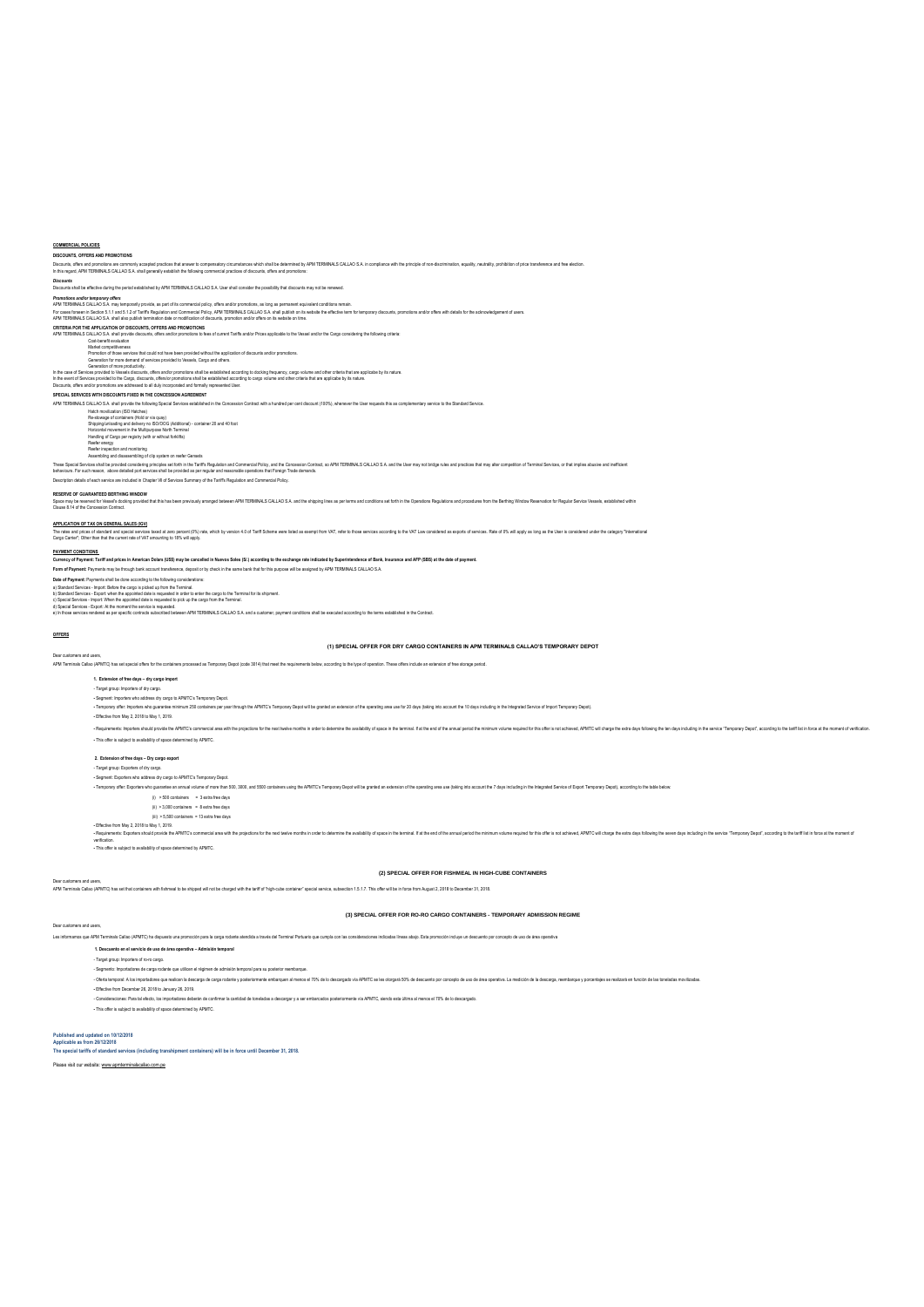## COMMERCIAL POLICIES

### DISCOUNTS, OFFERS AND PROMOTIONS

Discounts, offers and promotions are commonly accepted practices that answer to compensatory circumstances which shall be determined by APM TERMINALS CALLAO S.A. in compliance with the principle of non-discrimination, equality, neutrality, prohibition of price transference and free election.
In this regard, APM TERMINALS CALLAO S.A. shall generally establish the following commercial practices of discounts, offers and promotions:

***Discounts***
Discounts shall be effective during the period established by APM TERMINALS CALLAO S.A. User shall consider the possibility that discounts may not be renewed.

***Promotions and/or temporary offers***
APM TERMINALS CALLAO S.A. may temporarily provide, as part of its commercial policy, offers and/or promotions, as long as permanent equivalent conditions remain.
For cases foreseen in Section 5.1.1 and 5.1.2 of Tariffs Regulation and Commercial Policy, APM TERMINALS CALLAO S.A. shall publish on its website the effective term for temporary discounts, promotions and/or offers with details for the acknowledgement of users.
APM TERMINALS CALLAO S.A. shall also publish termination date or modification of discounts, promotion and/or offers on its website on time.

### CRITERIA FOR THE APPLICATION OF DISCOUNTS, OFFERS AND PROMOTIONS

APM TERMINALS CALLAO S.A. shall provide discounts, offers and/or promotions to fees of current Tariffs and/or Prices applicable to the Vessel and/or the Cargo considering the following criteria:

- Cost-benefit evaluation
- Market competitiveness
- Promotion of those services that could not have been provided without the application of discounts and/or promotions.
- Generation for more demand of services provided to Vessels, Cargo and others.
- Generation of more productivity.

In the case of Services provided to Vessels discounts, offers and/or promotions shall be established according to docking frequency, cargo volume and other criteria that are applicable by its nature.
In the event of Services provided to the Cargo, discounts, offers for promotions shall be established according to cargo volume and other criteria that are applicable by its nature.
Discounts, offers and/or promotions are addressed to all duly incorporated and formally represented User.

### SPECIAL SERVICES WITH DISCOUNTS FIXED IN THE CONCESSION AGREEMENT

APM TERMINALS CALLAO S.A. shall provide the following Special Services established in the Concession Contract with a hundred per cent discount (100%), whenever the User requests this as complementary service to the Standard Service.

- Hatch movilization (ISO Hatches)
- Re-stowage of containers (Hold or via quay)
- Shipping/unloading and delivery no ISO/OOG (Additional) - container 20 and 40 foot
- Horizontal movement in the Multipurpose North Terminal
- Handling of Cargo per registry (with or without forklifts)
- Reefer energy
- Reefer inspection and monitoring
- Assembling and disassembling of clip system on reefer Gensets

These Special Services shall be provided considering principles set forth in the Tariffs Regulation and Commercial Policy, and the Concession Contract, so APM TERMINALS CALLAO S.A. and the User may not bridge rules and practices that may alter competition of Terminal Services, or that implies abusive and inefficient behaviours. For such reason, above detailed port services shall be provided as per regular and reasonable operations that Foreign Trade demands.

Description details of each service are included in Chapter VII of Services Summary of the Tariff's Regulation and Commercial Policy.

### RESERVE OF GUARANTEED BERTHING WINDOW

Space may be reserved for Vessel's docking provided that this has been previously arranged between APM TERMINALS CALLAO S.A. and the shipping lines as per terms and conditions set forth in the Operations Regulations and procedures from the Berthing Window Reservation for Regular Service Vessels; established within Clause 8.14 of the Concession Contract.

## APPLICATION OF TAX ON GENERAL SALES (IGV)

The rates and prices of standard and special services taxed at zero percent (0%) rate, which by version 4.0 of Tariff Scheme were listed as exempt from VAT, refer to those services according to the VAT Law considered as exports of services. Rate of 0% will apply as long as the User is considered under the category "International Cargo Carrier". Other than that the current rate of VAT amounting to 18% will apply.

## PAYMENT CONDITIONS

**Currency of Payment: Tariff and prices in American Dolars (US$) may be cancelled in Nuevos Soles (S/.) according to the exchange rate indicated by Superintendence of Bank, Insurance and AFP (SBS) at the date of payment.**

**Form of Payment:** Payments may be through bank account transference, deposit or by check in the same bank that for this purpose will be assigned by APM TERMINALS CALLAO S.A.

**Date of Payment:** Payments shall be done according to the following considerations:
a) Standard Services - Import: Before the cargo is picked up from the Terminal.
b) Standard Services - Export: when the appointed date is requested in order to enter the cargo to the Terminal for its shipment.
c) Special Services - Import: When the appointed date is requested to pick up the cargo from the Terminal.
d) Special Services - Export: At the moment the service is requested.
e) In those services rendered as per specific contracts subscribed between APM TERMINALS CALLAO S.A. and a customer, payment conditions shall be executed according to the terms established in the Contract.

## OFFERS

### (1) SPECIAL OFFER FOR DRY CARGO CONTAINERS IN APM TERMINALS CALLAO'S TEMPORARY DEPOT

Dear customers and users,
APM Terminals Callao (APMTC) has set special offers for the containers processed as Temporary Depot (code 3014) that meet the requirements below, according to the type of operation. These offers include an extension of free storage period.

**1. Extension of free days – dry cargo import**

- Target group: Importers of dry cargo.
- Segment: Importers who address dry cargo to APMTC's Temporary Depot.
- Temporary offer: Importers who guarantee minimum 250 containers per year through the APMTC's Temporary Depot will be granted an extension of the operating area use for 20 days (taking into account the 10 days including in the Integrated Service of Import Temporary Depot).
- Effective from May 2, 2018 to May 1, 2019.
- Requirements: Importers should provide the APMTC's commercial area with the projections for the next twelve months in order to determine the availability of space in the terminal. If at the end of the annual period the minimum volume required for this offer is not achieved, APMTC will charge the extra days following the ten days including in the service "Temporary Depot", according to the tariff list in force at the moment of verification.
- This offer is subject to availability of space determined by APMTC.

**2. Extension of free days – Dry cargo export**

- Target group: Exporters of dry cargo.
- Segment: Exporters who address dry cargo to APMTC's Temporary Depot.
- Temporary offer: Exporters who guarantee an annual volume of more than 500, 3000, and 5500 containers using the APMTC's Temporary Depot will be granted an extension of the operating area use (taking into account the 7 days including in the Integrated Service of Export Temporary Depot), according to the table below:

  (i) > 500 containers = 3 extra free days
  (ii) > 3,000 containers = 8 extra free days
  (iii) > 5,500 containers = 13 extra free days

- Effective from May 2, 2018 to May 1, 2019.
- Requirements: Exporters should provide the APMTC's commercial area with the projections for the next twelve months in order to determine the availability of space in the terminal. If at the end of the annual period the minimum volume required for this offer is not achieved, APMTC will charge the extra days following the seven days including in the service "Temporary Depot", according to the tariff list in force at the moment of verification.
- This offer is subject to availability of space determined by APMTC.

### (2) SPECIAL OFFER FOR FISHMEAL IN HIGH-CUBE CONTAINERS

Dear customers and users,
APM Terminals Callao (APMTC) has set that containers with fishmeal to be shipped will not be charged with the tariff of "high-cube container" special service, subsection 1.5.1.7. This offer will be in force from August 2, 2018 to December 31, 2018.

### (3) SPECIAL OFFER FOR RO-RO CARGO CONTAINERS - TEMPORARY ADMISSION REGIME

Dear customers and users,
Les informamos que APM Terminals Callao (APMTC) ha dispuesto una promoción para la carga rodante atendida a través del Terminal Portuario que cumpla con las consideraciones indicadas líneas abajo. Esta promoción incluye un descuento por concepto de uso de área operativa

**1. Descuento en el servicio de uso de área operativa – Admisión temporal**

- Target group: Importers of ro-ro cargo.
- Segmento: Importadores de carga rodante que utilicen el régimen de admisión temporal para su posterior reembarque.
- Oferta temporal: A los importadores que realicen la descarga de carga rodante y posteriormente embarquen al menos el 70% de lo descargado vía APMTC se les otorgará 50% de descuento por concepto de uso de área operativa. La medición de la descarga, reembarque y porcentajes se realizará en función de las toneladas movilizadas.
- Effective from December 26, 2018 to January 26, 2019.
- Consideraciones: Para tal efecto, los importadores deberán de confirmar la cantidad de toneladas a descargar y a ser embarcadas posteriormente vía APMTC, siendo esta última al menos el 70% de lo descargado.
- This offer is subject to availability of space determined by APMTC.

**Published and updated on 10/12/2018**
**Applicable as from 26/12/2018**
**The special tariffs of standard services (including transhipment containers) will be in force until December 31, 2018.**

Please visit our website: www.apmterminalscallao.com.pe